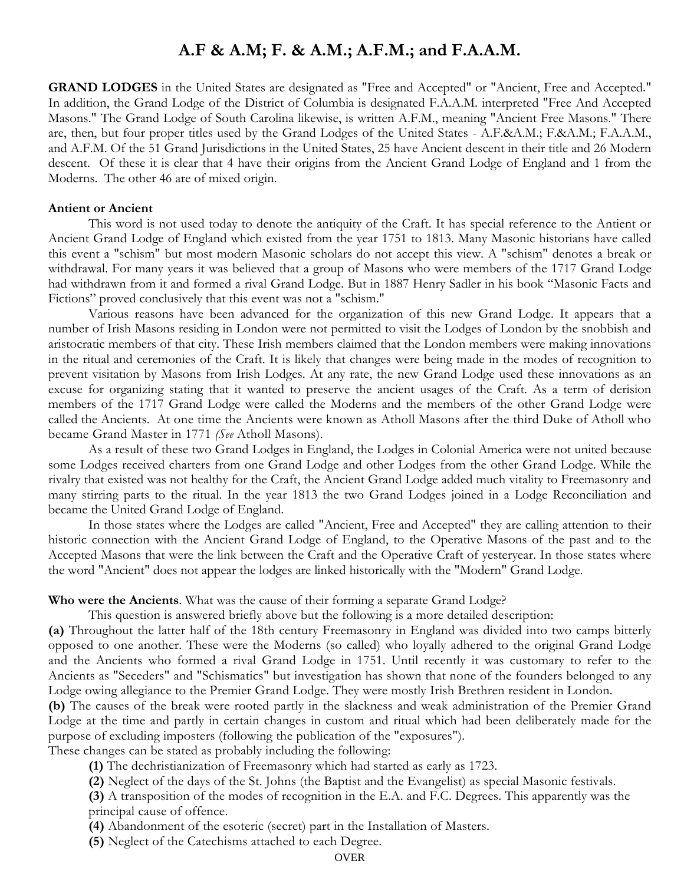# A.F & A.M; F. & A.M.; A.F.M.; and F.A.A.M.

**GRAND LODGES** in the United States are designated as "Free and Accepted" or "Ancient, Free and Accepted." In addition, the Grand Lodge of the District of Columbia is designated F.A.A.M. interpreted "Free And Accepted Masons." The Grand Lodge of South Carolina likewise, is written A.F.M., meaning "Ancient Free Masons." There are, then, but four proper titles used by the Grand Lodges of the United States - A.F.&A.M.; F.&A.M.; F.A.A.M., and A.F.M. Of the 51 Grand Jurisdictions in the United States, 25 have Ancient descent in their title and 26 Modern descent. Of these it is clear that 4 have their origins from the Ancient Grand Lodge of England and 1 from the Moderns. The other 46 are of mixed origin.

**Antient or Ancient**

This word is not used today to denote the antiquity of the Craft. It has special reference to the Antient or Ancient Grand Lodge of England which existed from the year 1751 to 1813. Many Masonic historians have called this event a "schism" but most modern Masonic scholars do not accept this view. A "schism" denotes a break or withdrawal. For many years it was believed that a group of Masons who were members of the 1717 Grand Lodge had withdrawn from it and formed a rival Grand Lodge. But in 1887 Henry Sadler in his book "Masonic Facts and Fictions" proved conclusively that this event was not a "schism."

Various reasons have been advanced for the organization of this new Grand Lodge. It appears that a number of Irish Masons residing in London were not permitted to visit the Lodges of London by the snobbish and aristocratic members of that city. These Irish members claimed that the London members were making innovations in the ritual and ceremonies of the Craft. It is likely that changes were being made in the modes of recognition to prevent visitation by Masons from Irish Lodges. At any rate, the new Grand Lodge used these innovations as an excuse for organizing stating that it wanted to preserve the ancient usages of the Craft. As a term of derision members of the 1717 Grand Lodge were called the Moderns and the members of the other Grand Lodge were called the Ancients. At one time the Ancients were known as Atholl Masons after the third Duke of Atholl who became Grand Master in 1771 *(See* Atholl Masons).

As a result of these two Grand Lodges in England, the Lodges in Colonial America were not united because some Lodges received charters from one Grand Lodge and other Lodges from the other Grand Lodge. While the rivalry that existed was not healthy for the Craft, the Ancient Grand Lodge added much vitality to Freemasonry and many stirring parts to the ritual. In the year 1813 the two Grand Lodges joined in a Lodge Reconciliation and became the United Grand Lodge of England.

In those states where the Lodges are called "Ancient, Free and Accepted" they are calling attention to their historic connection with the Ancient Grand Lodge of England, to the Operative Masons of the past and to the Accepted Masons that were the link between the Craft and the Operative Craft of yesteryear. In those states where the word "Ancient" does not appear the lodges are linked historically with the "Modern" Grand Lodge.

**Who were the Ancients**. What was the cause of their forming a separate Grand Lodge?

This question is answered briefly above but the following is a more detailed description:

**(a)** Throughout the latter half of the 18th century Freemasonry in England was divided into two camps bitterly opposed to one another. These were the Moderns (so called) who loyally adhered to the original Grand Lodge and the Ancients who formed a rival Grand Lodge in 1751. Until recently it was customary to refer to the Ancients as "Seceders" and "Schismatics" but investigation has shown that none of the founders belonged to any Lodge owing allegiance to the Premier Grand Lodge. They were mostly Irish Brethren resident in London.

**(b)** The causes of the break were rooted partly in the slackness and weak administration of the Premier Grand Lodge at the time and partly in certain changes in custom and ritual which had been deliberately made for the purpose of excluding imposters (following the publication of the "exposures").

These changes can be stated as probably including the following:

**(1)** The dechristianization of Freemasonry which had started as early as 1723.

**(2)** Neglect of the days of the St. Johns (the Baptist and the Evangelist) as special Masonic festivals.

**(3)** A transposition of the modes of recognition in the E.A. and F.C. Degrees. This apparently was the principal cause of offence.

**(4)** Abandonment of the esoteric (secret) part in the Installation of Masters.

**(5)** Neglect of the Catechisms attached to each Degree.

OVER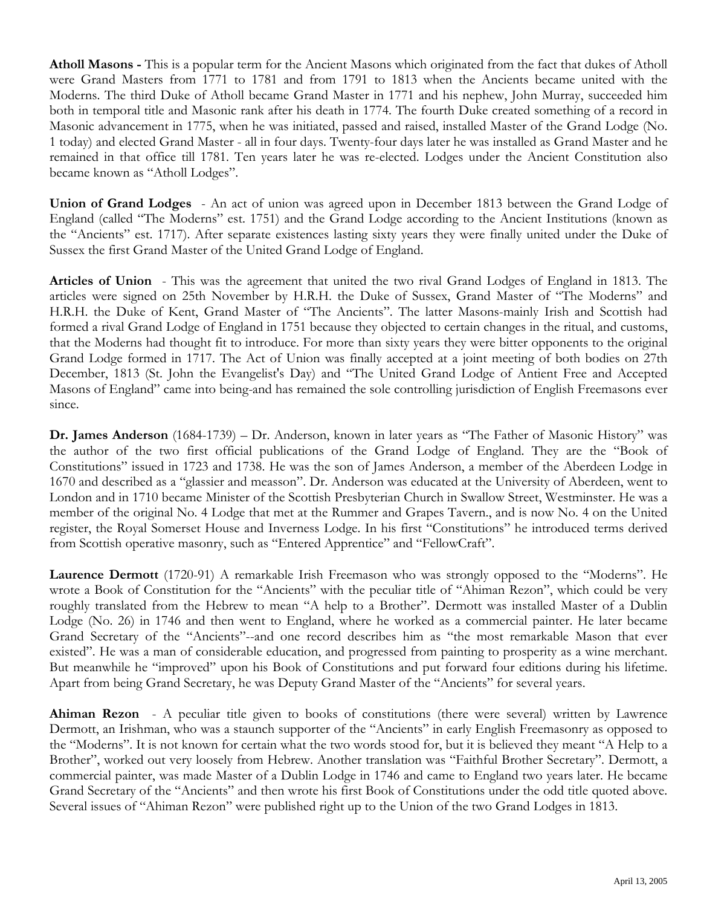**Atholl Masons -** This is a popular term for the Ancient Masons which originated from the fact that dukes of Atholl were Grand Masters from 1771 to 1781 and from 1791 to 1813 when the Ancients became united with the Moderns. The third Duke of Atholl became Grand Master in 1771 and his nephew, John Murray, succeeded him both in temporal title and Masonic rank after his death in 1774. The fourth Duke created something of a record in Masonic advancement in 1775, when he was initiated, passed and raised, installed Master of the Grand Lodge (No. 1 today) and elected Grand Master - all in four days. Twenty-four days later he was installed as Grand Master and he remained in that office till 1781. Ten years later he was re-elected. Lodges under the Ancient Constitution also became known as "Atholl Lodges".

**Union of Grand Lodges** - An act of union was agreed upon in December 1813 between the Grand Lodge of England (called "The Moderns" est. 1751) and the Grand Lodge according to the Ancient Institutions (known as the "Ancients" est. 1717). After separate existences lasting sixty years they were finally united under the Duke of Sussex the first Grand Master of the United Grand Lodge of England.

**Articles of Union** - This was the agreement that united the two rival Grand Lodges of England in 1813. The articles were signed on 25th November by H.R.H. the Duke of Sussex, Grand Master of "The Moderns" and H.R.H. the Duke of Kent, Grand Master of "The Ancients". The latter Masons-mainly Irish and Scottish had formed a rival Grand Lodge of England in 1751 because they objected to certain changes in the ritual, and customs, that the Moderns had thought fit to introduce. For more than sixty years they were bitter opponents to the original Grand Lodge formed in 1717. The Act of Union was finally accepted at a joint meeting of both bodies on 27th December, 1813 (St. John the Evangelist's Day) and "The United Grand Lodge of Antient Free and Accepted Masons of England" came into being-and has remained the sole controlling jurisdiction of English Freemasons ever since.

**Dr. James Anderson** (1684-1739) – Dr. Anderson, known in later years as "The Father of Masonic History" was the author of the two first official publications of the Grand Lodge of England. They are the "Book of Constitutions" issued in 1723 and 1738. He was the son of James Anderson, a member of the Aberdeen Lodge in 1670 and described as a "glassier and measson". Dr. Anderson was educated at the University of Aberdeen, went to London and in 1710 became Minister of the Scottish Presbyterian Church in Swallow Street, Westminster. He was a member of the original No. 4 Lodge that met at the Rummer and Grapes Tavern., and is now No. 4 on the United register, the Royal Somerset House and Inverness Lodge. In his first "Constitutions" he introduced terms derived from Scottish operative masonry, such as "Entered Apprentice" and "FellowCraft".

**Laurence Dermott** (1720-91) A remarkable Irish Freemason who was strongly opposed to the "Moderns". He wrote a Book of Constitution for the "Ancients" with the peculiar title of "Ahiman Rezon", which could be very roughly translated from the Hebrew to mean "A help to a Brother". Dermott was installed Master of a Dublin Lodge (No. 26) in 1746 and then went to England, where he worked as a commercial painter. He later became Grand Secretary of the "Ancients"--and one record describes him as "the most remarkable Mason that ever existed". He was a man of considerable education, and progressed from painting to prosperity as a wine merchant. But meanwhile he "improved" upon his Book of Constitutions and put forward four editions during his lifetime. Apart from being Grand Secretary, he was Deputy Grand Master of the "Ancients" for several years.

**Ahiman Rezon** - A peculiar title given to books of constitutions (there were several) written by Lawrence Dermott, an Irishman, who was a staunch supporter of the "Ancients" in early English Freemasonry as opposed to the "Moderns". It is not known for certain what the two words stood for, but it is believed they meant "A Help to a Brother", worked out very loosely from Hebrew. Another translation was "Faithful Brother Secretary". Dermott, a commercial painter, was made Master of a Dublin Lodge in 1746 and came to England two years later. He became Grand Secretary of the "Ancients" and then wrote his first Book of Constitutions under the odd title quoted above. Several issues of "Ahiman Rezon" were published right up to the Union of the two Grand Lodges in 1813.

April 13, 2005